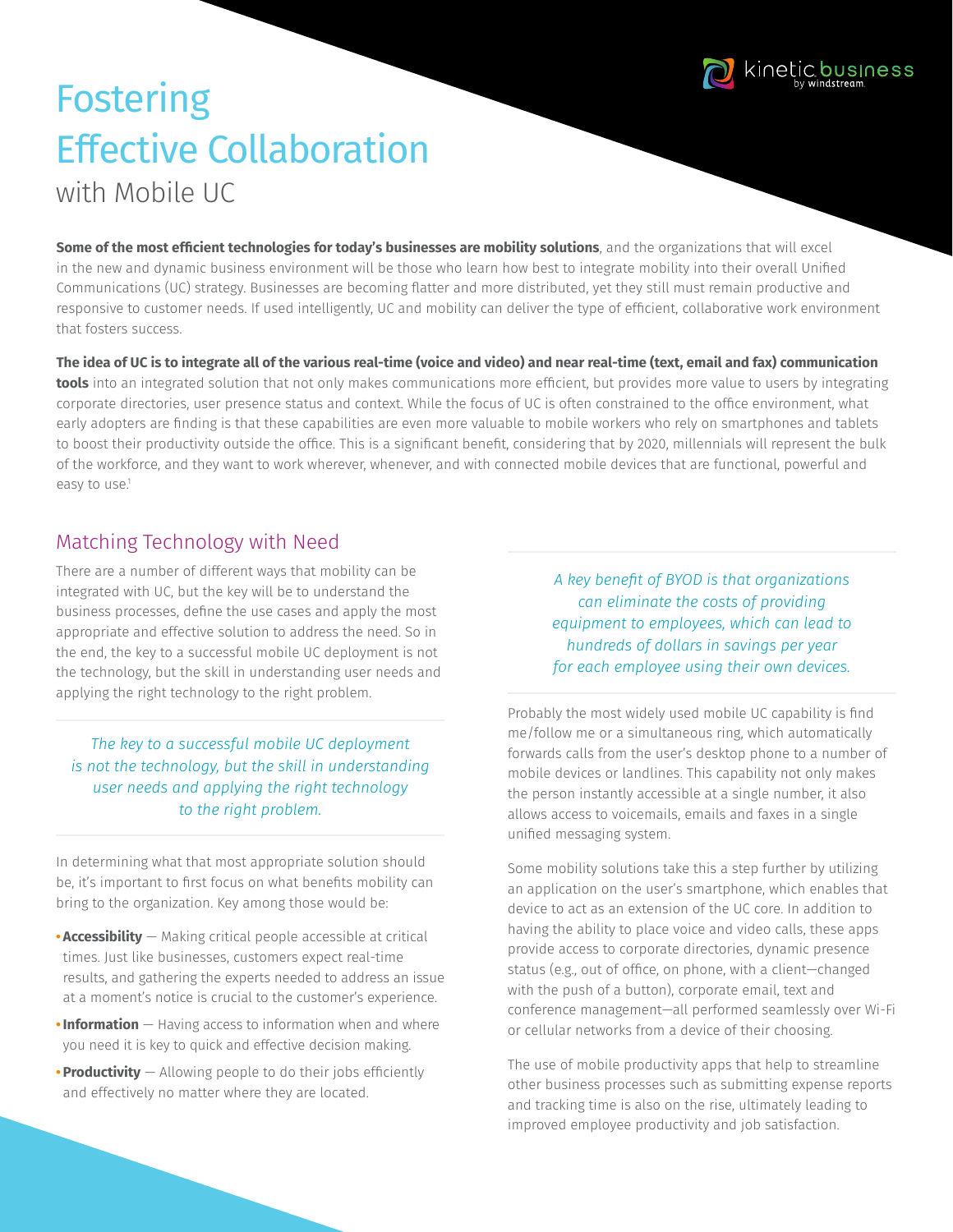# Fostering Effective Collaboration with Mobile UC

**Some of the most efficient technologies for today's businesses are mobility solutions**, and the organizations that will excel in the new and dynamic business environment will be those who learn how best to integrate mobility into their overall Unified Communications (UC) strategy. Businesses are becoming flatter and more distributed, yet they still must remain productive and responsive to customer needs. If used intelligently, UC and mobility can deliver the type of efficient, collaborative work environment that fosters success.

**The idea of UC is to integrate all of the various real-time (voice and video) and near real-time (text, email and fax) communication tools** into an integrated solution that not only makes communications more efficient, but provides more value to users by integrating corporate directories, user presence status and context. While the focus of UC is often constrained to the office environment, what early adopters are finding is that these capabilities are even more valuable to mobile workers who rely on smartphones and tablets to boost their productivity outside the office. This is a significant benefit, considering that by 2020, millennials will represent the bulk of the workforce, and they want to work wherever, whenever, and with connected mobile devices that are functional, powerful and easy to use.[1]

## Matching Technology with Need

There are a number of different ways that mobility can be integrated with UC, but the key will be to understand the business processes, define the use cases and apply the most appropriate and effective solution to address the need. So in the end, the key to a successful mobile UC deployment is not the technology, but the skill in understanding user needs and applying the right technology to the right problem.

*The key to a successful mobile UC deployment is not the technology, but the skill in understanding user needs and applying the right technology to the right problem.*

In determining what that most appropriate solution should be, it's important to first focus on what benefits mobility can bring to the organization. Key among those would be:

- **Accessibility** — Making critical people accessible at critical times. Just like businesses, customers expect real-time results, and gathering the experts needed to address an issue at a moment's notice is crucial to the customer's experience.
- **Information** — Having access to information when and where you need it is key to quick and effective decision making.
- **Productivity** — Allowing people to do their jobs efficiently and effectively no matter where they are located.

*A key benefit of BYOD is that organizations can eliminate the costs of providing equipment to employees, which can lead to hundreds of dollars in savings per year for each employee using their own devices.*

Probably the most widely used mobile UC capability is find me/follow me or a simultaneous ring, which automatically forwards calls from the user's desktop phone to a number of mobile devices or landlines. This capability not only makes the person instantly accessible at a single number, it also allows access to voicemails, emails and faxes in a single unified messaging system.

Some mobility solutions take this a step further by utilizing an application on the user's smartphone, which enables that device to act as an extension of the UC core. In addition to having the ability to place voice and video calls, these apps provide access to corporate directories, dynamic presence status (e.g., out of office, on phone, with a client—changed with the push of a button), corporate email, text and conference management—all performed seamlessly over Wi-Fi or cellular networks from a device of their choosing.

The use of mobile productivity apps that help to streamline other business processes such as submitting expense reports and tracking time is also on the rise, ultimately leading to improved employee productivity and job satisfaction.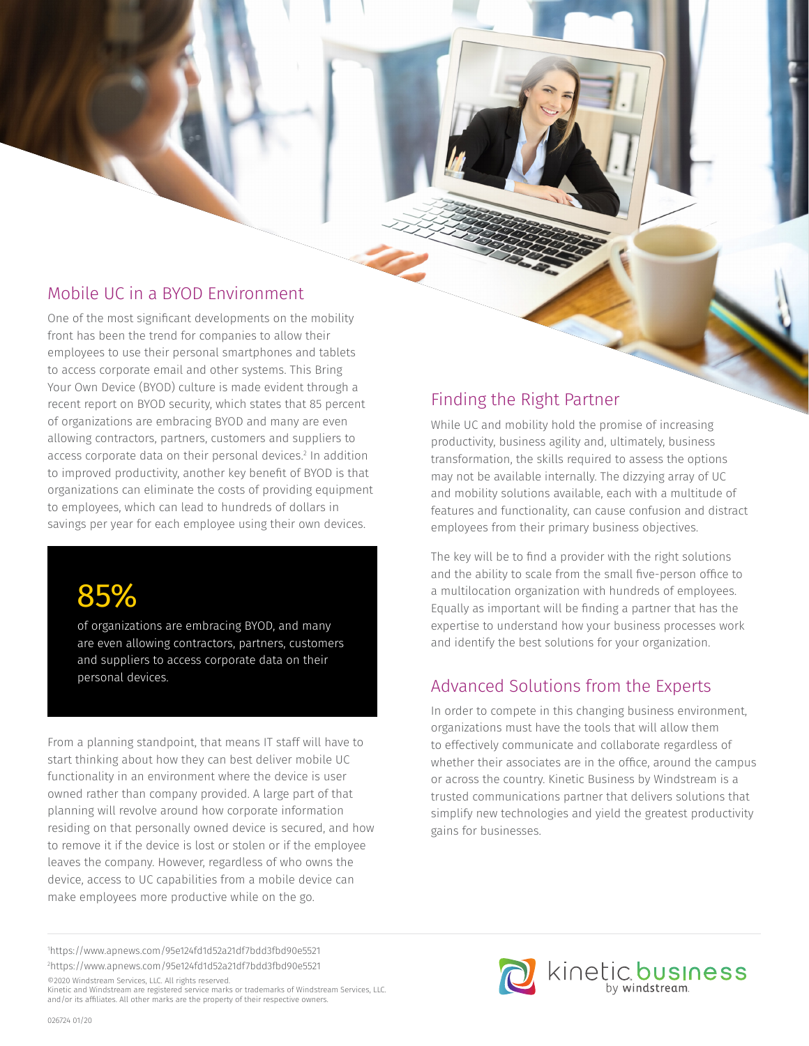## Mobile UC in a BYOD Environment

One of the most significant developments on the mobility front has been the trend for companies to allow their employees to use their personal smartphones and tablets to access corporate email and other systems. This Bring Your Own Device (BYOD) culture is made evident through a recent report on BYOD security, which states that 85 percent of organizations are embracing BYOD and many are even allowing contractors, partners, customers and suppliers to access corporate data on their personal devices.[2] In addition to improved productivity, another key benefit of BYOD is that organizations can eliminate the costs of providing equipment to employees, which can lead to hundreds of dollars in savings per year for each employee using their own devices.

**85%**

of organizations are embracing BYOD, and many are even allowing contractors, partners, customers and suppliers to access corporate data on their personal devices.

From a planning standpoint, that means IT staff will have to start thinking about how they can best deliver mobile UC functionality in an environment where the device is user owned rather than company provided. A large part of that planning will revolve around how corporate information residing on that personally owned device is secured, and how to remove it if the device is lost or stolen or if the employee leaves the company. However, regardless of who owns the device, access to UC capabilities from a mobile device can make employees more productive while on the go.

## Finding the Right Partner

While UC and mobility hold the promise of increasing productivity, business agility and, ultimately, business transformation, the skills required to assess the options may not be available internally. The dizzying array of UC and mobility solutions available, each with a multitude of features and functionality, can cause confusion and distract employees from their primary business objectives.

The key will be to find a provider with the right solutions and the ability to scale from the small five-person office to a multilocation organization with hundreds of employees. Equally as important will be finding a partner that has the expertise to understand how your business processes work and identify the best solutions for your organization.

## Advanced Solutions from the Experts

In order to compete in this changing business environment, organizations must have the tools that will allow them to effectively communicate and collaborate regardless of whether their associates are in the office, around the campus or across the country. Kinetic Business by Windstream is a trusted communications partner that delivers solutions that simplify new technologies and yield the greatest productivity gains for businesses.

[1]https://www.apnews.com/95e124fd1d52a21df7bdd3fbd90e5521
[2]https://www.apnews.com/95e124fd1d52a21df7bdd3fbd90e5521

©2020 Windstream Services, LLC. All rights reserved.
Kinetic and Windstream are registered service marks or trademarks of Windstream Services, LLC. and/or its affiliates. All other marks are the property of their respective owners.

kinetic business by windstream.

026724 01/20